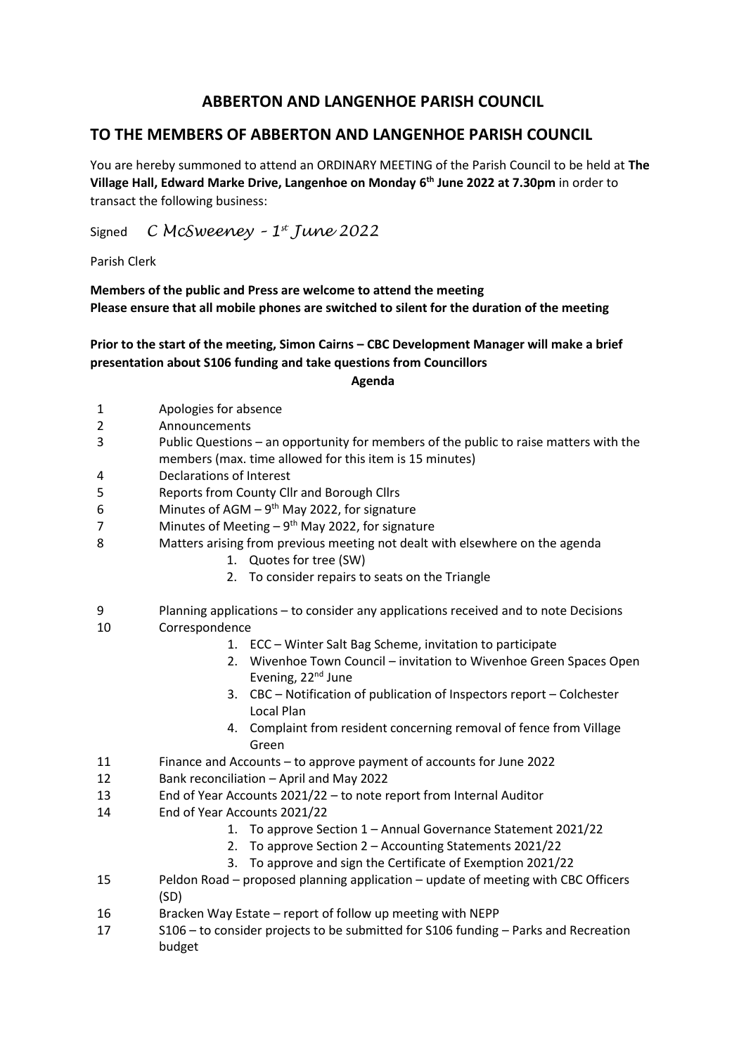# ABBERTON AND LANGENHOE PARISH COUNCIL

## TO THE MEMBERS OF ABBERTON AND LANGENHOE PARISH COUNCIL

You are hereby summoned to attend an ORDINARY MEETING of the Parish Council to be held at **The Village Hall, Edward Marke Drive, Langenhoe on Monday 6th June 2022 at 7.30pm** in order to transact the following business:

Signed *C McSweeney – 1st June 2022*

Parish Clerk

**Members of the public and Press are welcome to attend the meeting**
**Please ensure that all mobile phones are switched to silent for the duration of the meeting**

**Prior to the start of the meeting, Simon Cairns – CBC Development Manager will make a brief presentation about S106 funding and take questions from Councillors**

**Agenda**

1. Apologies for absence
2. Announcements
3. Public Questions – an opportunity for members of the public to raise matters with the members (max. time allowed for this item is 15 minutes)
4. Declarations of Interest
5. Reports from County Cllr and Borough Cllrs
6. Minutes of AGM – 9th May 2022, for signature
7. Minutes of Meeting – 9th May 2022, for signature
8. Matters arising from previous meeting not dealt with elsewhere on the agenda
    1. Quotes for tree (SW)
    2. To consider repairs to seats on the Triangle
9. Planning applications – to consider any applications received and to note Decisions
10. Correspondence
    1. ECC – Winter Salt Bag Scheme, invitation to participate
    2. Wivenhoe Town Council – invitation to Wivenhoe Green Spaces Open Evening, 22nd June
    3. CBC – Notification of publication of Inspectors report – Colchester Local Plan
    4. Complaint from resident concerning removal of fence from Village Green
11. Finance and Accounts – to approve payment of accounts for June 2022
12. Bank reconciliation – April and May 2022
13. End of Year Accounts 2021/22 – to note report from Internal Auditor
14. End of Year Accounts 2021/22
    1. To approve Section 1 – Annual Governance Statement 2021/22
    2. To approve Section 2 – Accounting Statements 2021/22
    3. To approve and sign the Certificate of Exemption 2021/22
15. Peldon Road – proposed planning application – update of meeting with CBC Officers (SD)
16. Bracken Way Estate – report of follow up meeting with NEPP
17. S106 – to consider projects to be submitted for S106 funding – Parks and Recreation budget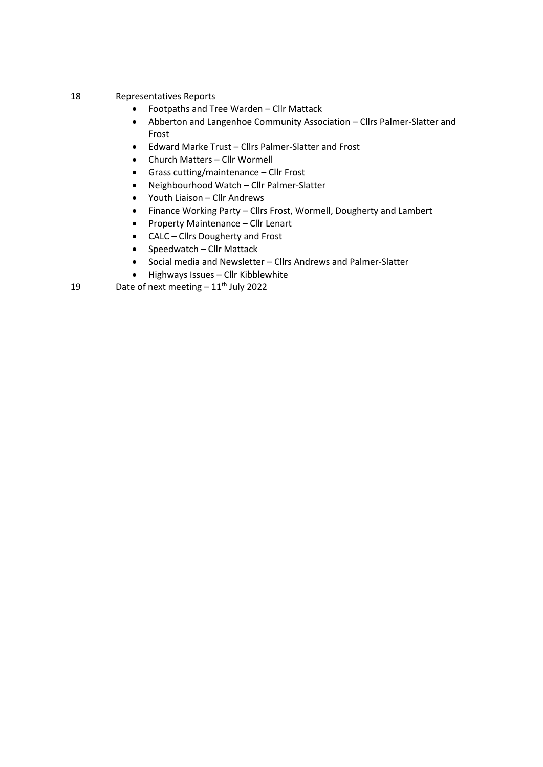18 Representatives Reports

- Footpaths and Tree Warden – Cllr Mattack
- Abberton and Langenhoe Community Association – Cllrs Palmer-Slatter and Frost
- Edward Marke Trust – Cllrs Palmer-Slatter and Frost
- Church Matters – Cllr Wormell
- Grass cutting/maintenance – Cllr Frost
- Neighbourhood Watch – Cllr Palmer-Slatter
- Youth Liaison – Cllr Andrews
- Finance Working Party – Cllrs Frost, Wormell, Dougherty and Lambert
- Property Maintenance – Cllr Lenart
- CALC – Cllrs Dougherty and Frost
- Speedwatch – Cllr Mattack
- Social media and Newsletter – Cllrs Andrews and Palmer-Slatter
- Highways Issues – Cllr Kibblewhite

19 Date of next meeting – 11th July 2022